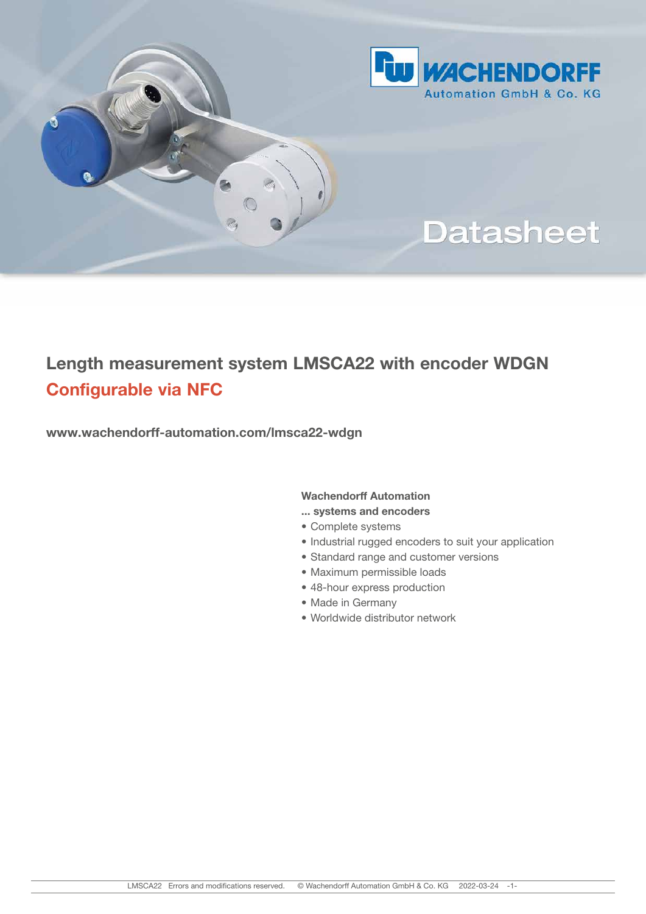WACHENDORFF
Automation GmbH & Co. KG

Datasheet

# Length measurement system LMSCA22 with encoder WDGN

## Configurable via NFC

**www.wachendorff-automation.com/lmsca22-wdgn**

**Wachendorff Automation**
**... systems and encoders**

- Complete systems
- Industrial rugged encoders to suit your application
- Standard range and customer versions
- Maximum permissible loads
- 48-hour express production
- Made in Germany
- Worldwide distributor network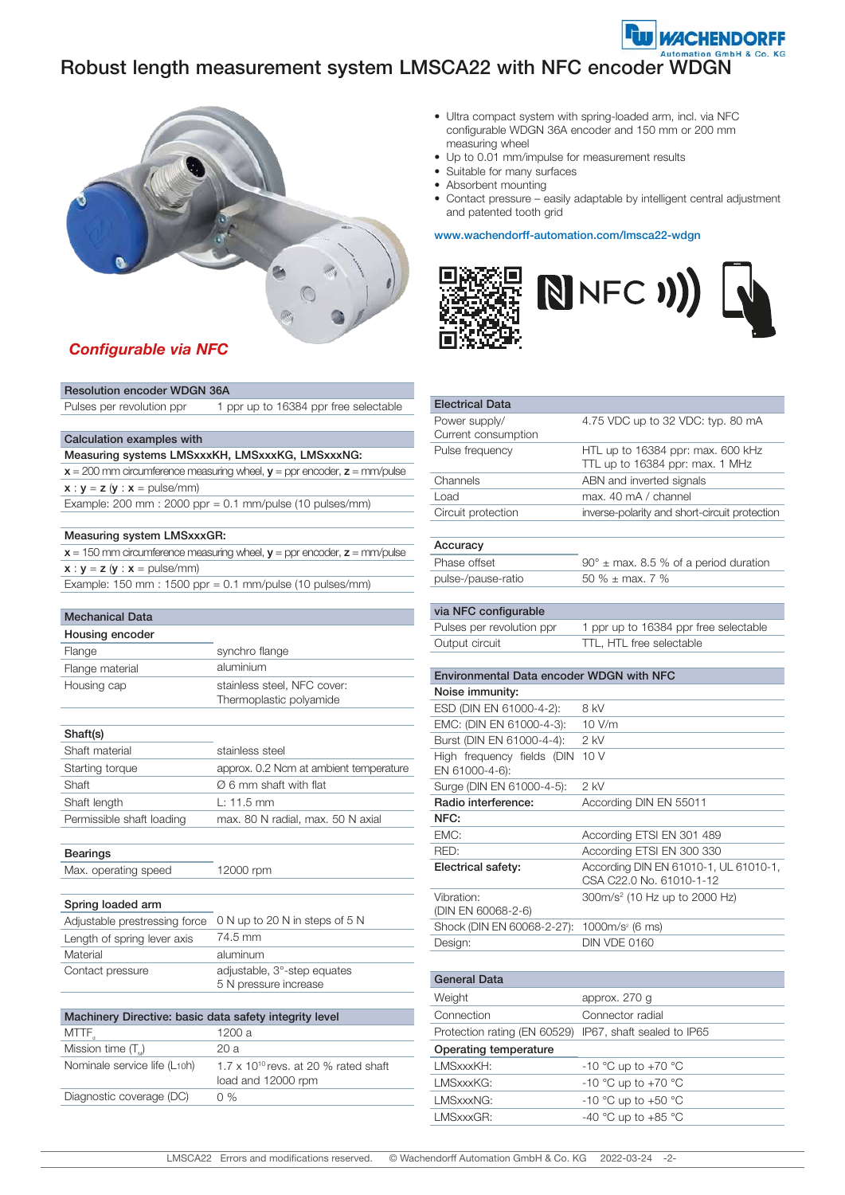# Robust length measurement system LMSCA22 with NFC encoder WDGN

*Configurable via NFC*

- Ultra compact system with spring-loaded arm, incl. via NFC configurable WDGN 36A encoder and 150 mm or 200 mm measuring wheel
- Up to 0.01 mm/impulse for measurement results
- Suitable for many surfaces
- Absorbent mounting
- Contact pressure – easily adaptable by intelligent central adjustment and patented tooth grid

www.wachendorff-automation.com/lmsca22-wdgn

| Resolution encoder WDGN 36A | |
|---|---|
| Pulses per revolution ppr | 1 ppr up to 16384 ppr free selectable |

| Calculation examples with |
|---|
| **Measuring systems LMSxxxKH, LMSxxxKG, LMSxxxNG:** |
| **x** = 200 mm circumference measuring wheel, **y** = ppr encoder, **z** = mm/pulse |
| **x** : **y** = **z** (**y** : **x** = pulse/mm) |
| Example: 200 mm : 2000 ppr = 0.1 mm/pulse (10 pulses/mm) |

| Measuring system LMSxxxGR: |
|---|
| **x** = 150 mm circumference measuring wheel, **y** = ppr encoder, **z** = mm/pulse |
| **x** : **y** = **z** (**y** : **x** = pulse/mm) |
| Example: 150 mm : 1500 ppr = 0.1 mm/pulse (10 pulses/mm) |

| Mechanical Data | |
|---|---|
| **Housing encoder** | |
| Flange | synchro flange |
| Flange material | aluminium |
| Housing cap | stainless steel, NFC cover: Thermoplastic polyamide |
| **Shaft(s)** | |
| Shaft material | stainless steel |
| Starting torque | approx. 0.2 Ncm at ambient temperature |
| Shaft | Ø 6 mm shaft with flat |
| Shaft length | L: 11.5 mm |
| Permissible shaft loading | max. 80 N radial, max. 50 N axial |
| **Bearings** | |
| Max. operating speed | 12000 rpm |
| **Spring loaded arm** | |
| Adjustable prestressing force | 0 N up to 20 N in steps of 5 N |
| Length of spring lever axis | 74.5 mm |
| Material | aluminum |
| Contact pressure | adjustable, 3°-step equates 5 N pressure increase |

| Machinery Directive: basic data safety integrity level | |
|---|---|
| $MTTF_d$ | 1200 a |
| Mission time ($T_M$) | 20 a |
| Nominale service life ($L_{10h}$) | 1.7 x $10^{10}$ revs. at 20 % rated shaft load and 12000 rpm |
| Diagnostic coverage (DC) | 0 % |

| Electrical Data | |
|---|---|
| Power supply/ Current consumption | 4.75 VDC up to 32 VDC: typ. 80 mA |
| Pulse frequency | HTL up to 16384 ppr: max. 600 kHz<br>TTL up to 16384 ppr: max. 1 MHz |
| Channels | ABN and inverted signals |
| Load | max. 40 mA / channel |
| Circuit protection | inverse-polarity and short-circuit protection |

| Accuracy | |
|---|---|
| Phase offset | 90° ± max. 8.5 % of a period duration |
| pulse-/pause-ratio | 50 % ± max. 7 % |

| via NFC configurable | |
|---|---|
| Pulses per revolution ppr | 1 ppr up to 16384 ppr free selectable |
| Output circuit | TTL, HTL free selectable |

| Environmental Data encoder WDGN with NFC | |
|---|---|
| **Noise immunity:** | |
| ESD (DIN EN 61000-4-2): | 8 kV |
| EMC: (DIN EN 61000-4-3): | 10 V/m |
| Burst (DIN EN 61000-4-4): | 2 kV |
| High frequency fields (DIN EN 61000-4-6): | 10 V |
| Surge (DIN EN 61000-4-5): | 2 kV |
| **Radio interference:** | According DIN EN 55011 |
| **NFC:** | |
| EMC: | According ETSI EN 301 489 |
| RED: | According ETSI EN 300 330 |
| **Electrical safety:** | According DIN EN 61010-1, UL 61010-1, CSA C22.0 No. 61010-1-12 |
| Vibration: (DIN EN 60068-2-6) | 300m/s² (10 Hz up to 2000 Hz) |
| Shock (DIN EN 60068-2-27): | 1000m/s² (6 ms) |
| Design: | DIN VDE 0160 |

| General Data | |
|---|---|
| Weight | approx. 270 g |
| Connection | Connector radial |
| Protection rating (EN 60529) | IP67, shaft sealed to IP65 |
| **Operating temperature** | |
| LMSxxxKH: | -10 °C up to +70 °C |
| LMSxxxKG: | -10 °C up to +70 °C |
| LMSxxxNG: | -10 °C up to +50 °C |
| LMSxxxGR: | -40 °C up to +85 °C |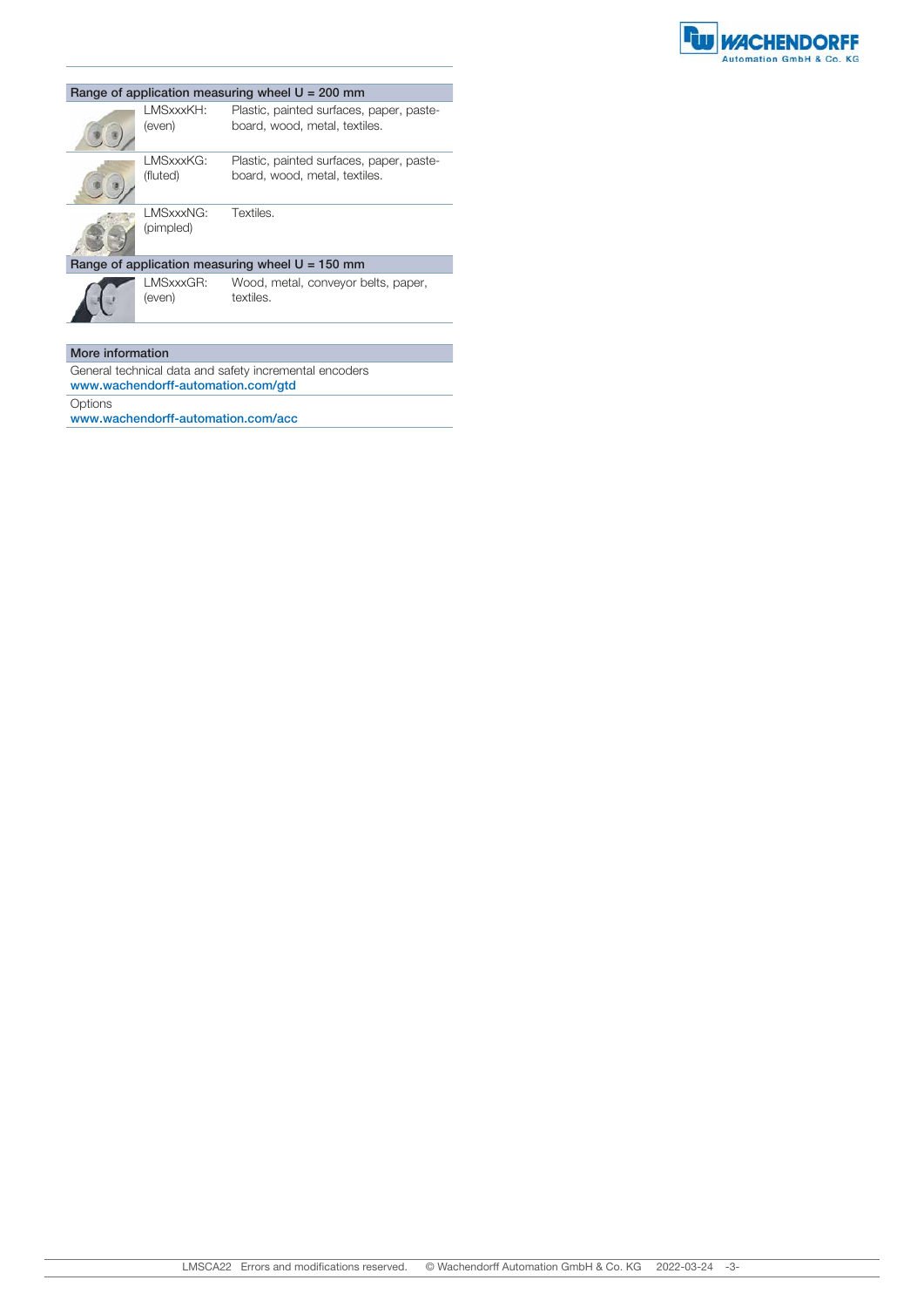| Range of application measuring wheel U = 200 mm | |
|---|---|
| LMSxxxKH: (even) | Plastic, painted surfaces, paper, pasteboard, wood, metal, textiles. |
| LMSxxxKG: (fluted) | Plastic, painted surfaces, paper, pasteboard, wood, metal, textiles. |
| LMSxxxNG: (pimpled) | Textiles. |

| Range of application measuring wheel U = 150 mm | |
|---|---|
| LMSxxxGR: (even) | Wood, metal, conveyor belts, paper, textiles. |

## More information

General technical data and safety incremental encoders
**www.wachendorff-automation.com/gtd**

Options
**www.wachendorff-automation.com/acc**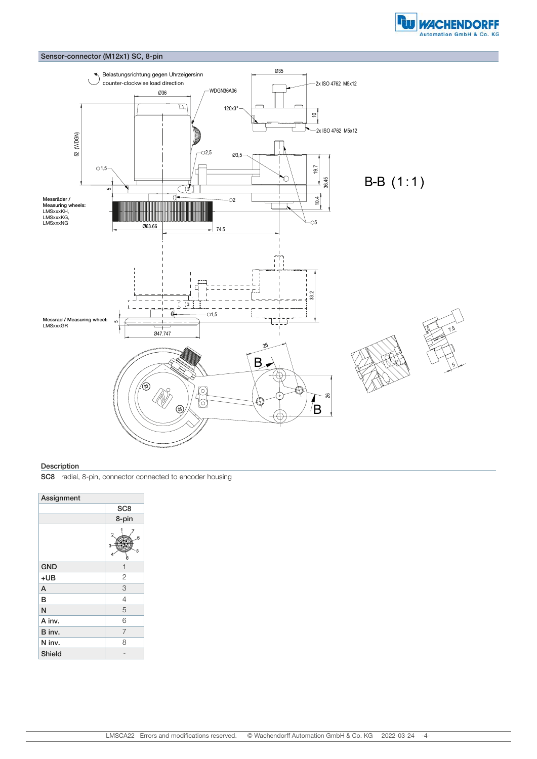## Sensor-connector (M12x1) SC, 8-pin

Belastungsrichtung gegen Uhrzeigersinn
counter-clockwise load direction

Messräder / Measuring wheels: LMSxxxKH, LMSxxxKG, LMSxxxNG

Messrad / Measuring wheel: LMSxxxGR

B-B (1:1)

### Description

**SC8** radial, 8-pin, connector connected to encoder housing

| Assignment | |
|---|---|
| | SC8 |
| | 8-pin |
| GND | 1 |
| +UB | 2 |
| A | 3 |
| B | 4 |
| N | 5 |
| A inv. | 6 |
| B inv. | 7 |
| N inv. | 8 |
| Shield | - |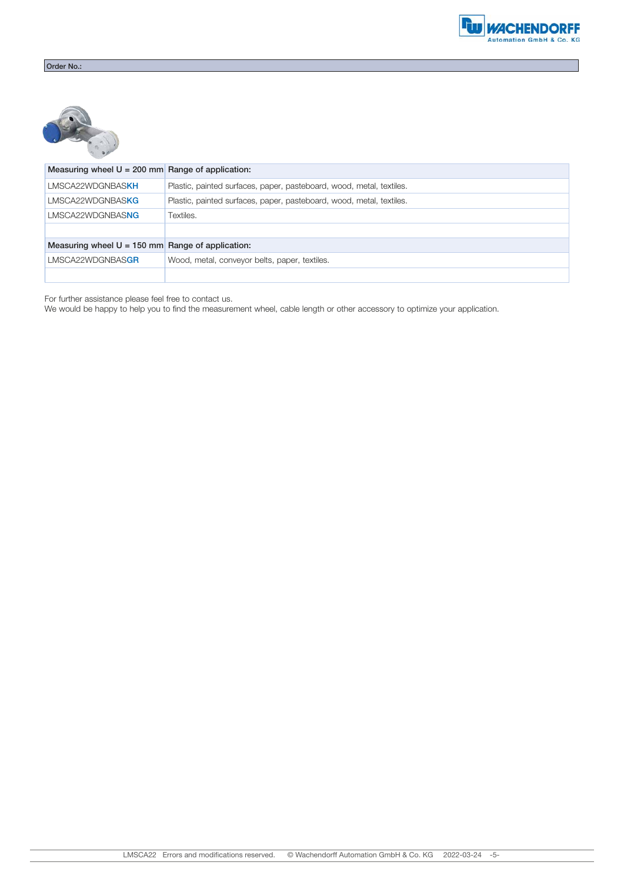Order No.:

| Measuring wheel U = 200 mm | Range of application: |
|---|---|
| LMSCA22WDGNBAS**KH** | Plastic, painted surfaces, paper, pasteboard, wood, metal, textiles. |
| LMSCA22WDGNBAS**KG** | Plastic, painted surfaces, paper, pasteboard, wood, metal, textiles. |
| LMSCA22WDGNBAS**NG** | Textiles. |
| | |
| **Measuring wheel U = 150 mm** | **Range of application:** |
| LMSCA22WDGNBAS**GR** | Wood, metal, conveyor belts, paper, textiles. |
| | |

For further assistance please feel free to contact us.
We would be happy to help you to find the measurement wheel, cable length or other accessory to optimize your application.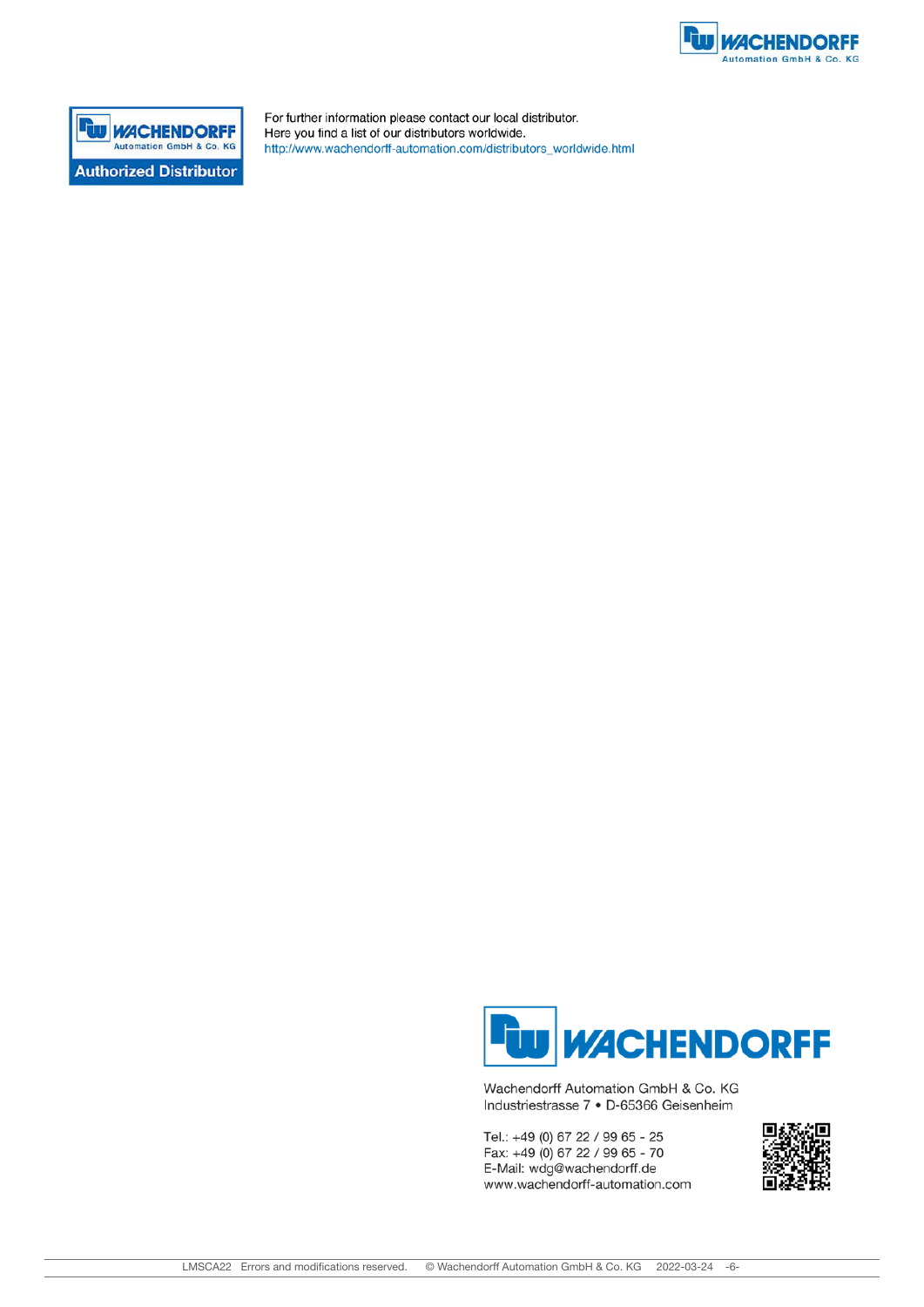WACHENDORFF Automation GmbH & Co. KG

Authorized Distributor

For further information please contact our local distributor.
Here you find a list of our distributors worldwide.
http://www.wachendorff-automation.com/distributors_worldwide.html

WACHENDORFF

Wachendorff Automation GmbH & Co. KG
Industriestrasse 7 • D-65366 Geisenheim

Tel.: +49 (0) 67 22 / 99 65 - 25
Fax: +49 (0) 67 22 / 99 65 - 70
E-Mail: wdg@wachendorff.de
www.wachendorff-automation.com

LMSCA22 Errors and modifications reserved. © Wachendorff Automation GmbH & Co. KG 2022-03-24